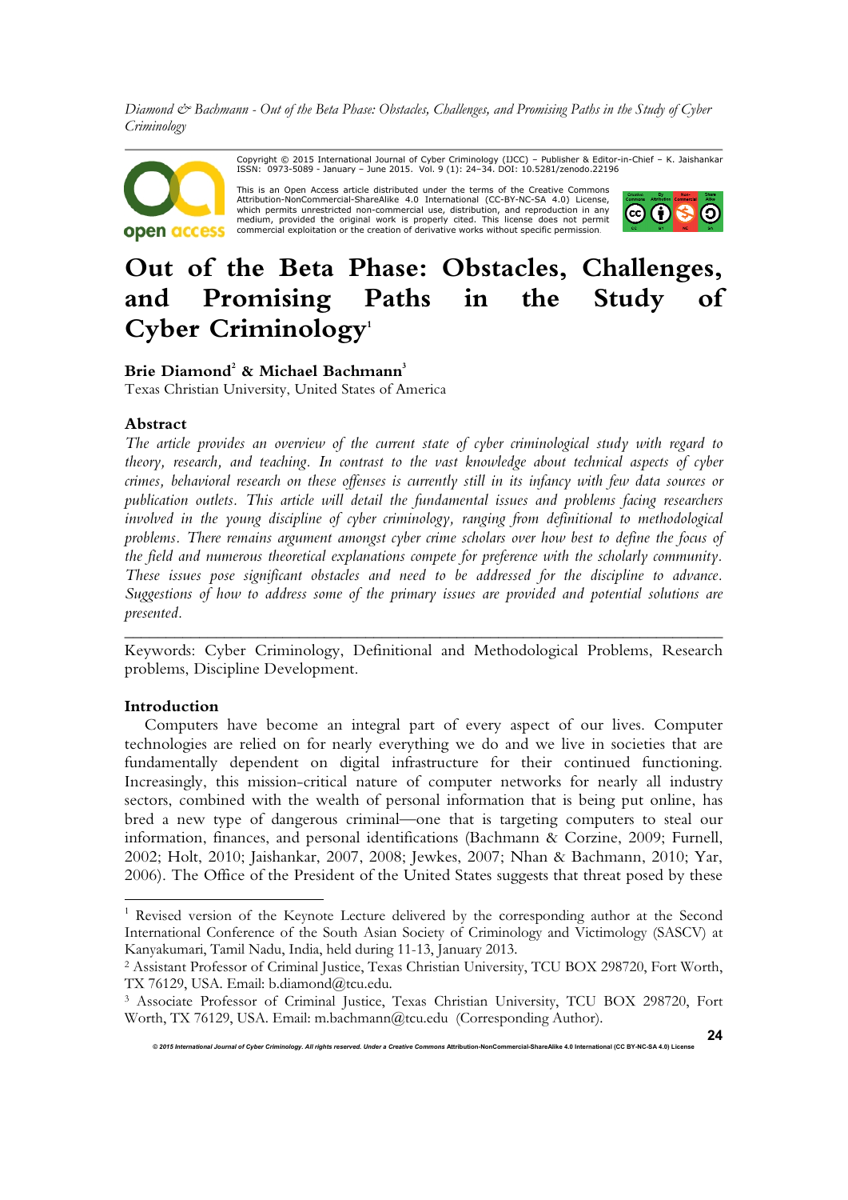Copyright © 2015 International Journal of Cyber Criminology (IJCC) – Publisher & Editor-in-Chief – K. Jaishankar ISSN: 0973-5089 - January – June 2015. Vol. 9 (1): 24–34. DOI: 10.5281/zenodo.22196

This is an Open Access article distributed under the terms of the Creative Commons Attribution-NonCommercial-ShareAlike 4.0 International (CC-BY-NC-SA 4.0) License, which permits unrestricted non-commercial use, distribution, and reproduction in any medium, provided the original work is properly cited. This license does not permit commercial exploitation or the creation of derivative works without specific permission.

# Out of the Beta Phase: Obstacles, Challenges, and Promising Paths in the Study of Cyber Criminology[1]

**Brie Diamond[2] & Michael Bachmann[3]**
Texas Christian University, United States of America

## Abstract

*The article provides an overview of the current state of cyber criminological study with regard to theory, research, and teaching. In contrast to the vast knowledge about technical aspects of cyber crimes, behavioral research on these offenses is currently still in its infancy with few data sources or publication outlets. This article will detail the fundamental issues and problems facing researchers involved in the young discipline of cyber criminology, ranging from definitional to methodological problems. There remains argument amongst cyber crime scholars over how best to define the focus of the field and numerous theoretical explanations compete for preference with the scholarly community. These issues pose significant obstacles and need to be addressed for the discipline to advance. Suggestions of how to address some of the primary issues are provided and potential solutions are presented.*

---

Keywords: Cyber Criminology, Definitional and Methodological Problems, Research problems, Discipline Development.

## Introduction

Computers have become an integral part of every aspect of our lives. Computer technologies are relied on for nearly everything we do and we live in societies that are fundamentally dependent on digital infrastructure for their continued functioning. Increasingly, this mission-critical nature of computer networks for nearly all industry sectors, combined with the wealth of personal information that is being put online, has bred a new type of dangerous criminal—one that is targeting computers to steal our information, finances, and personal identifications (Bachmann & Corzine, 2009; Furnell, 2002; Holt, 2010; Jaishankar, 2007, 2008; Jewkes, 2007; Nhan & Bachmann, 2010; Yar, 2006). The Office of the President of the United States suggests that threat posed by these

---

[1] Revised version of the Keynote Lecture delivered by the corresponding author at the Second International Conference of the South Asian Society of Criminology and Victimology (SASCV) at Kanyakumari, Tamil Nadu, India, held during 11-13, January 2013.

[2] Assistant Professor of Criminal Justice, Texas Christian University, TCU BOX 298720, Fort Worth, TX 76129, USA. Email: b.diamond@tcu.edu.

[3] Associate Professor of Criminal Justice, Texas Christian University, TCU BOX 298720, Fort Worth, TX 76129, USA. Email: m.bachmann@tcu.edu (Corresponding Author).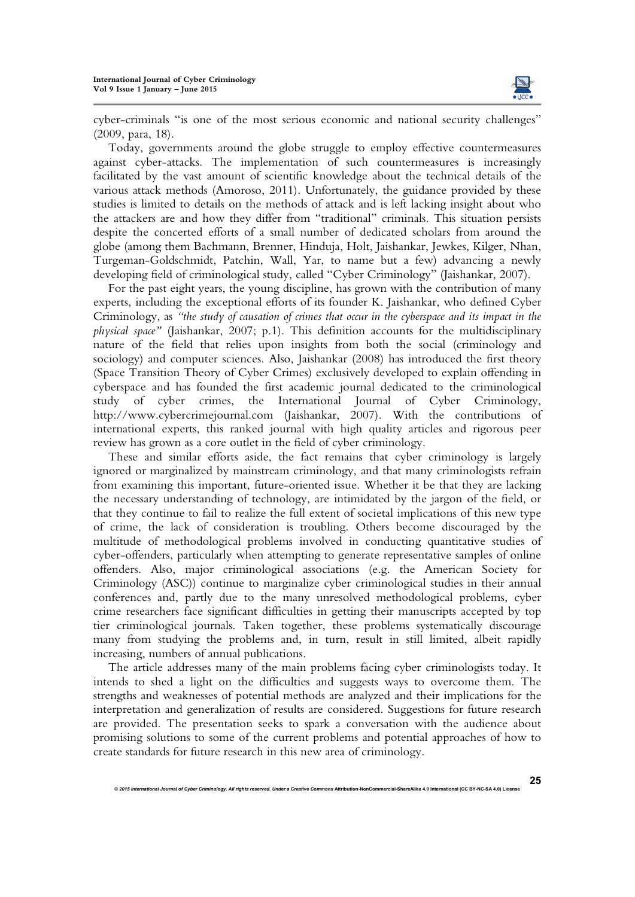cyber-criminals "is one of the most serious economic and national security challenges" (2009, para, 18).

Today, governments around the globe struggle to employ effective countermeasures against cyber-attacks. The implementation of such countermeasures is increasingly facilitated by the vast amount of scientific knowledge about the technical details of the various attack methods (Amoroso, 2011). Unfortunately, the guidance provided by these studies is limited to details on the methods of attack and is left lacking insight about who the attackers are and how they differ from "traditional" criminals. This situation persists despite the concerted efforts of a small number of dedicated scholars from around the globe (among them Bachmann, Brenner, Hinduja, Holt, Jaishankar, Jewkes, Kilger, Nhan, Turgeman-Goldschmidt, Patchin, Wall, Yar, to name but a few) advancing a newly developing field of criminological study, called "Cyber Criminology" (Jaishankar, 2007).

For the past eight years, the young discipline, has grown with the contribution of many experts, including the exceptional efforts of its founder K. Jaishankar, who defined Cyber Criminology, as *"the study of causation of crimes that occur in the cyberspace and its impact in the physical space"* (Jaishankar, 2007; p.1). This definition accounts for the multidisciplinary nature of the field that relies upon insights from both the social (criminology and sociology) and computer sciences. Also, Jaishankar (2008) has introduced the first theory (Space Transition Theory of Cyber Crimes) exclusively developed to explain offending in cyberspace and has founded the first academic journal dedicated to the criminological study of cyber crimes, the International Journal of Cyber Criminology, http://www.cybercrimejournal.com (Jaishankar, 2007). With the contributions of international experts, this ranked journal with high quality articles and rigorous peer review has grown as a core outlet in the field of cyber criminology.

These and similar efforts aside, the fact remains that cyber criminology is largely ignored or marginalized by mainstream criminology, and that many criminologists refrain from examining this important, future-oriented issue. Whether it be that they are lacking the necessary understanding of technology, are intimidated by the jargon of the field, or that they continue to fail to realize the full extent of societal implications of this new type of crime, the lack of consideration is troubling. Others become discouraged by the multitude of methodological problems involved in conducting quantitative studies of cyber-offenders, particularly when attempting to generate representative samples of online offenders. Also, major criminological associations (e.g. the American Society for Criminology (ASC)) continue to marginalize cyber criminological studies in their annual conferences and, partly due to the many unresolved methodological problems, cyber crime researchers face significant difficulties in getting their manuscripts accepted by top tier criminological journals. Taken together, these problems systematically discourage many from studying the problems and, in turn, result in still limited, albeit rapidly increasing, numbers of annual publications.

The article addresses many of the main problems facing cyber criminologists today. It intends to shed a light on the difficulties and suggests ways to overcome them. The strengths and weaknesses of potential methods are analyzed and their implications for the interpretation and generalization of results are considered. Suggestions for future research are provided. The presentation seeks to spark a conversation with the audience about promising solutions to some of the current problems and potential approaches of how to create standards for future research in this new area of criminology.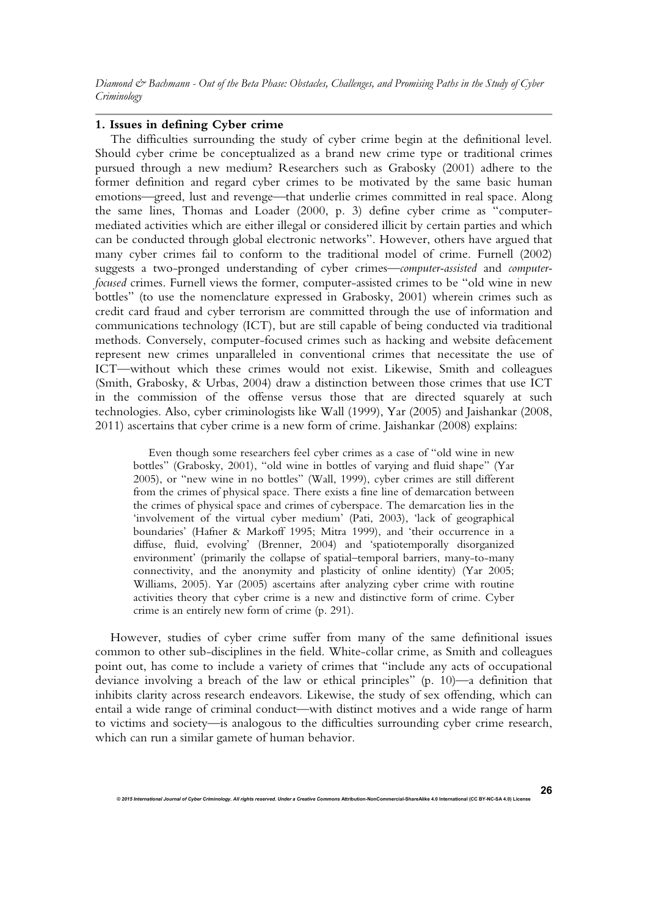## 1. Issues in defining Cyber crime

The difficulties surrounding the study of cyber crime begin at the definitional level. Should cyber crime be conceptualized as a brand new crime type or traditional crimes pursued through a new medium? Researchers such as Grabosky (2001) adhere to the former definition and regard cyber crimes to be motivated by the same basic human emotions—greed, lust and revenge—that underlie crimes committed in real space. Along the same lines, Thomas and Loader (2000, p. 3) define cyber crime as "computer-mediated activities which are either illegal or considered illicit by certain parties and which can be conducted through global electronic networks". However, others have argued that many cyber crimes fail to conform to the traditional model of crime. Furnell (2002) suggests a two-pronged understanding of cyber crimes—*computer-assisted* and *computer-focused* crimes. Furnell views the former, computer-assisted crimes to be "old wine in new bottles" (to use the nomenclature expressed in Grabosky, 2001) wherein crimes such as credit card fraud and cyber terrorism are committed through the use of information and communications technology (ICT), but are still capable of being conducted via traditional methods. Conversely, computer-focused crimes such as hacking and website defacement represent new crimes unparalleled in conventional crimes that necessitate the use of ICT—without which these crimes would not exist. Likewise, Smith and colleagues (Smith, Grabosky, & Urbas, 2004) draw a distinction between those crimes that use ICT in the commission of the offense versus those that are directed squarely at such technologies. Also, cyber criminologists like Wall (1999), Yar (2005) and Jaishankar (2008, 2011) ascertains that cyber crime is a new form of crime. Jaishankar (2008) explains:

> Even though some researchers feel cyber crimes as a case of "old wine in new bottles" (Grabosky, 2001), "old wine in bottles of varying and fluid shape" (Yar 2005), or "new wine in no bottles" (Wall, 1999), cyber crimes are still different from the crimes of physical space. There exists a fine line of demarcation between the crimes of physical space and crimes of cyberspace. The demarcation lies in the 'involvement of the virtual cyber medium' (Pati, 2003), 'lack of geographical boundaries' (Hafner & Markoff 1995; Mitra 1999), and 'their occurrence in a diffuse, fluid, evolving' (Brenner, 2004) and 'spatiotemporally disorganized environment' (primarily the collapse of spatial–temporal barriers, many-to-many connectivity, and the anonymity and plasticity of online identity) (Yar 2005; Williams, 2005). Yar (2005) ascertains after analyzing cyber crime with routine activities theory that cyber crime is a new and distinctive form of crime. Cyber crime is an entirely new form of crime (p. 291).

However, studies of cyber crime suffer from many of the same definitional issues common to other sub-disciplines in the field. White-collar crime, as Smith and colleagues point out, has come to include a variety of crimes that "include any acts of occupational deviance involving a breach of the law or ethical principles" (p. 10)—a definition that inhibits clarity across research endeavors. Likewise, the study of sex offending, which can entail a wide range of criminal conduct—with distinct motives and a wide range of harm to victims and society—is analogous to the difficulties surrounding cyber crime research, which can run a similar gamete of human behavior.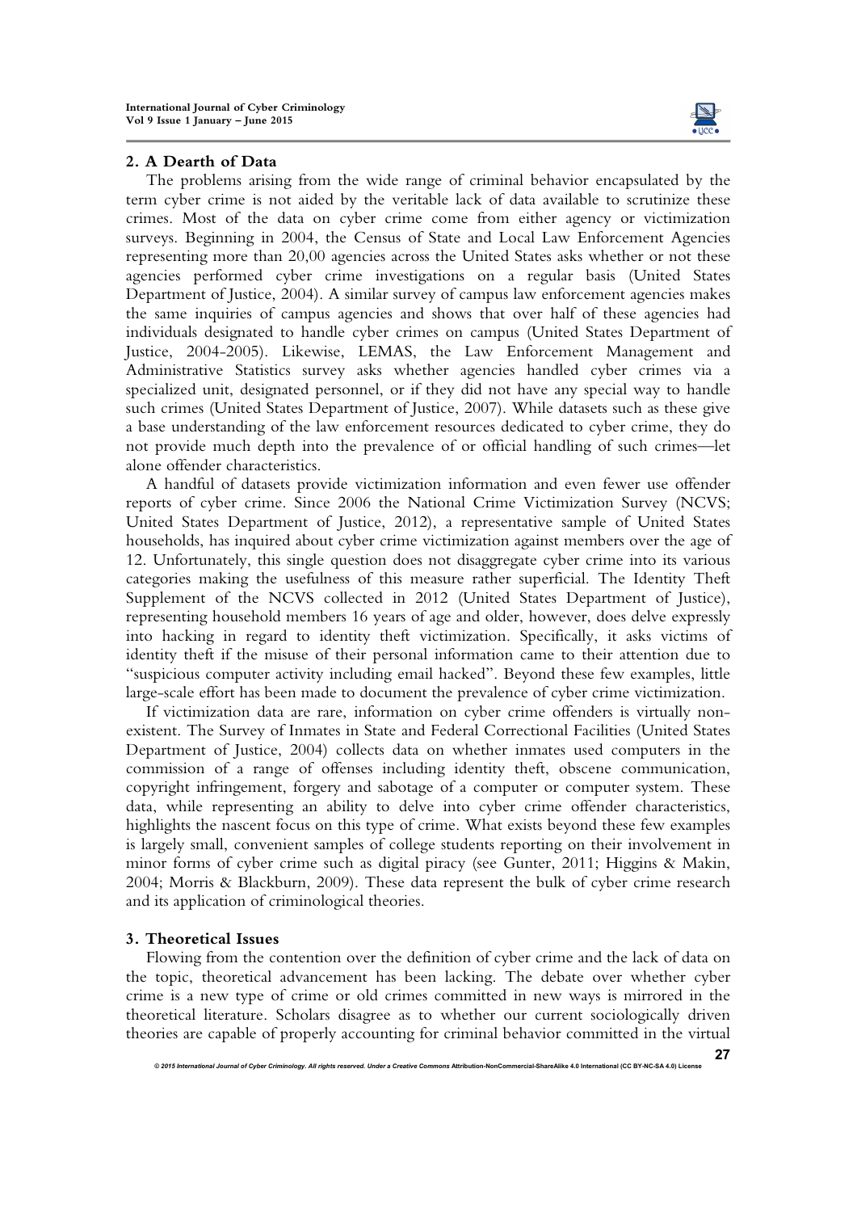## 2. A Dearth of Data

The problems arising from the wide range of criminal behavior encapsulated by the term cyber crime is not aided by the veritable lack of data available to scrutinize these crimes. Most of the data on cyber crime come from either agency or victimization surveys. Beginning in 2004, the Census of State and Local Law Enforcement Agencies representing more than 20,00 agencies across the United States asks whether or not these agencies performed cyber crime investigations on a regular basis (United States Department of Justice, 2004). A similar survey of campus law enforcement agencies makes the same inquiries of campus agencies and shows that over half of these agencies had individuals designated to handle cyber crimes on campus (United States Department of Justice, 2004-2005). Likewise, LEMAS, the Law Enforcement Management and Administrative Statistics survey asks whether agencies handled cyber crimes via a specialized unit, designated personnel, or if they did not have any special way to handle such crimes (United States Department of Justice, 2007). While datasets such as these give a base understanding of the law enforcement resources dedicated to cyber crime, they do not provide much depth into the prevalence of or official handling of such crimes—let alone offender characteristics.

A handful of datasets provide victimization information and even fewer use offender reports of cyber crime. Since 2006 the National Crime Victimization Survey (NCVS; United States Department of Justice, 2012), a representative sample of United States households, has inquired about cyber crime victimization against members over the age of 12. Unfortunately, this single question does not disaggregate cyber crime into its various categories making the usefulness of this measure rather superficial. The Identity Theft Supplement of the NCVS collected in 2012 (United States Department of Justice), representing household members 16 years of age and older, however, does delve expressly into hacking in regard to identity theft victimization. Specifically, it asks victims of identity theft if the misuse of their personal information came to their attention due to "suspicious computer activity including email hacked". Beyond these few examples, little large-scale effort has been made to document the prevalence of cyber crime victimization.

If victimization data are rare, information on cyber crime offenders is virtually non-existent. The Survey of Inmates in State and Federal Correctional Facilities (United States Department of Justice, 2004) collects data on whether inmates used computers in the commission of a range of offenses including identity theft, obscene communication, copyright infringement, forgery and sabotage of a computer or computer system. These data, while representing an ability to delve into cyber crime offender characteristics, highlights the nascent focus on this type of crime. What exists beyond these few examples is largely small, convenient samples of college students reporting on their involvement in minor forms of cyber crime such as digital piracy (see Gunter, 2011; Higgins & Makin, 2004; Morris & Blackburn, 2009). These data represent the bulk of cyber crime research and its application of criminological theories.

## 3. Theoretical Issues

Flowing from the contention over the definition of cyber crime and the lack of data on the topic, theoretical advancement has been lacking. The debate over whether cyber crime is a new type of crime or old crimes committed in new ways is mirrored in the theoretical literature. Scholars disagree as to whether our current sociologically driven theories are capable of properly accounting for criminal behavior committed in the virtual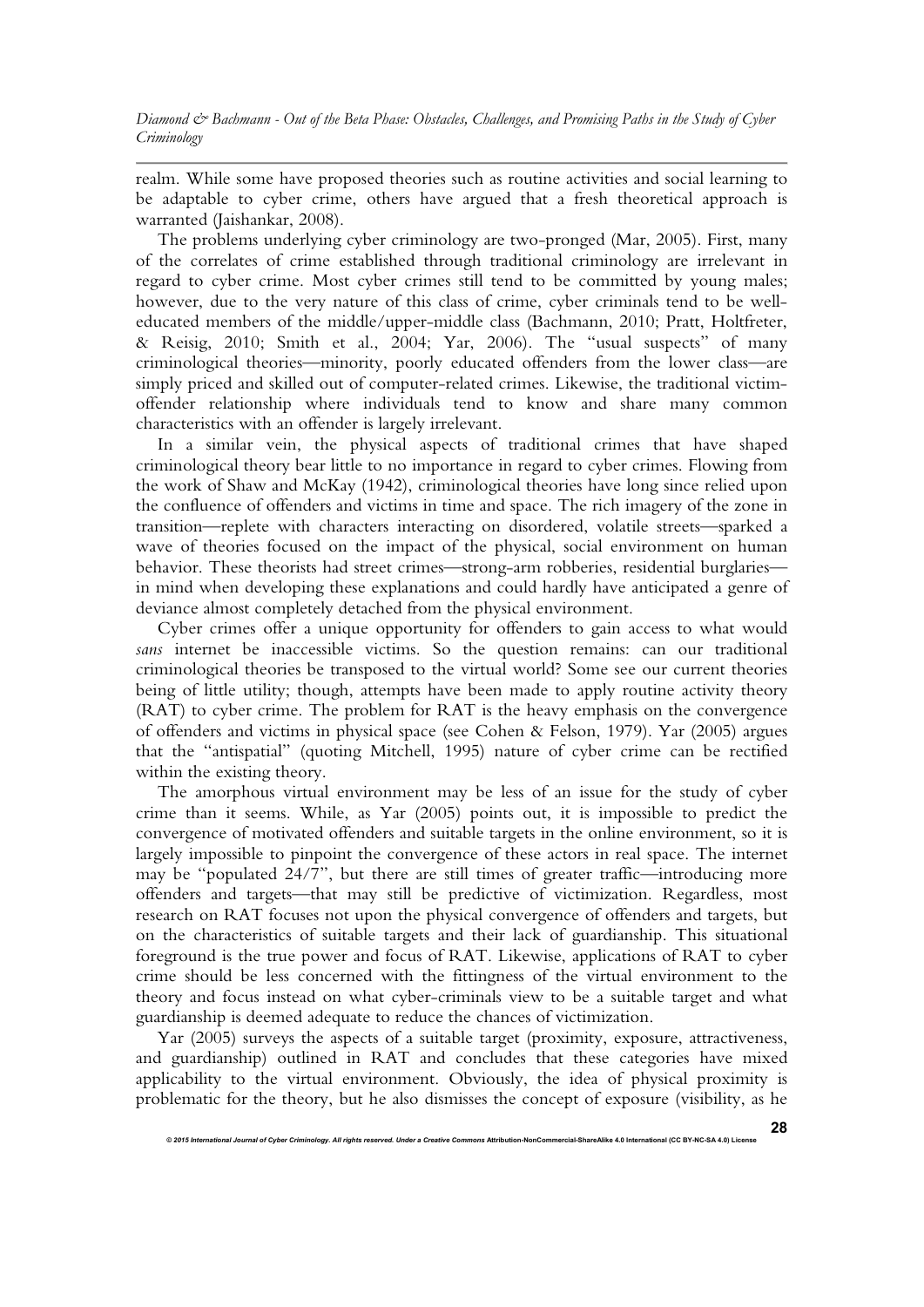realm. While some have proposed theories such as routine activities and social learning to be adaptable to cyber crime, others have argued that a fresh theoretical approach is warranted (Jaishankar, 2008).

The problems underlying cyber criminology are two-pronged (Mar, 2005). First, many of the correlates of crime established through traditional criminology are irrelevant in regard to cyber crime. Most cyber crimes still tend to be committed by young males; however, due to the very nature of this class of crime, cyber criminals tend to be well-educated members of the middle/upper-middle class (Bachmann, 2010; Pratt, Holtfreter, & Reisig, 2010; Smith et al., 2004; Yar, 2006). The "usual suspects" of many criminological theories—minority, poorly educated offenders from the lower class—are simply priced and skilled out of computer-related crimes. Likewise, the traditional victim-offender relationship where individuals tend to know and share many common characteristics with an offender is largely irrelevant.

In a similar vein, the physical aspects of traditional crimes that have shaped criminological theory bear little to no importance in regard to cyber crimes. Flowing from the work of Shaw and McKay (1942), criminological theories have long since relied upon the confluence of offenders and victims in time and space. The rich imagery of the zone in transition—replete with characters interacting on disordered, volatile streets—sparked a wave of theories focused on the impact of the physical, social environment on human behavior. These theorists had street crimes—strong-arm robberies, residential burglaries—in mind when developing these explanations and could hardly have anticipated a genre of deviance almost completely detached from the physical environment.

Cyber crimes offer a unique opportunity for offenders to gain access to what would *sans* internet be inaccessible victims. So the question remains: can our traditional criminological theories be transposed to the virtual world? Some see our current theories being of little utility; though, attempts have been made to apply routine activity theory (RAT) to cyber crime. The problem for RAT is the heavy emphasis on the convergence of offenders and victims in physical space (see Cohen & Felson, 1979). Yar (2005) argues that the "antispatial" (quoting Mitchell, 1995) nature of cyber crime can be rectified within the existing theory.

The amorphous virtual environment may be less of an issue for the study of cyber crime than it seems. While, as Yar (2005) points out, it is impossible to predict the convergence of motivated offenders and suitable targets in the online environment, so it is largely impossible to pinpoint the convergence of these actors in real space. The internet may be "populated 24/7", but there are still times of greater traffic—introducing more offenders and targets—that may still be predictive of victimization. Regardless, most research on RAT focuses not upon the physical convergence of offenders and targets, but on the characteristics of suitable targets and their lack of guardianship. This situational foreground is the true power and focus of RAT. Likewise, applications of RAT to cyber crime should be less concerned with the fittingness of the virtual environment to the theory and focus instead on what cyber-criminals view to be a suitable target and what guardianship is deemed adequate to reduce the chances of victimization.

Yar (2005) surveys the aspects of a suitable target (proximity, exposure, attractiveness, and guardianship) outlined in RAT and concludes that these categories have mixed applicability to the virtual environment. Obviously, the idea of physical proximity is problematic for the theory, but he also dismisses the concept of exposure (visibility, as he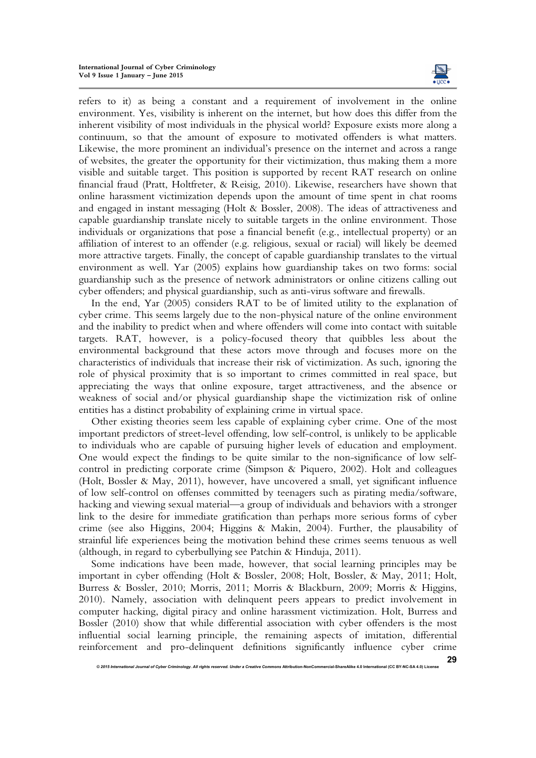refers to it) as being a constant and a requirement of involvement in the online environment. Yes, visibility is inherent on the internet, but how does this differ from the inherent visibility of most individuals in the physical world? Exposure exists more along a continuum, so that the amount of exposure to motivated offenders is what matters. Likewise, the more prominent an individual's presence on the internet and across a range of websites, the greater the opportunity for their victimization, thus making them a more visible and suitable target. This position is supported by recent RAT research on online financial fraud (Pratt, Holtfreter, & Reisig, 2010). Likewise, researchers have shown that online harassment victimization depends upon the amount of time spent in chat rooms and engaged in instant messaging (Holt & Bossler, 2008). The ideas of attractiveness and capable guardianship translate nicely to suitable targets in the online environment. Those individuals or organizations that pose a financial benefit (e.g., intellectual property) or an affiliation of interest to an offender (e.g. religious, sexual or racial) will likely be deemed more attractive targets. Finally, the concept of capable guardianship translates to the virtual environment as well. Yar (2005) explains how guardianship takes on two forms: social guardianship such as the presence of network administrators or online citizens calling out cyber offenders; and physical guardianship, such as anti-virus software and firewalls.

In the end, Yar (2005) considers RAT to be of limited utility to the explanation of cyber crime. This seems largely due to the non-physical nature of the online environment and the inability to predict when and where offenders will come into contact with suitable targets. RAT, however, is a policy-focused theory that quibbles less about the environmental background that these actors move through and focuses more on the characteristics of individuals that increase their risk of victimization. As such, ignoring the role of physical proximity that is so important to crimes committed in real space, but appreciating the ways that online exposure, target attractiveness, and the absence or weakness of social and/or physical guardianship shape the victimization risk of online entities has a distinct probability of explaining crime in virtual space.

Other existing theories seem less capable of explaining cyber crime. One of the most important predictors of street-level offending, low self-control, is unlikely to be applicable to individuals who are capable of pursuing higher levels of education and employment. One would expect the findings to be quite similar to the non-significance of low self-control in predicting corporate crime (Simpson & Piquero, 2002). Holt and colleagues (Holt, Bossler & May, 2011), however, have uncovered a small, yet significant influence of low self-control on offenses committed by teenagers such as pirating media/software, hacking and viewing sexual material—a group of individuals and behaviors with a stronger link to the desire for immediate gratification than perhaps more serious forms of cyber crime (see also Higgins, 2004; Higgins & Makin, 2004). Further, the plausability of strainful life experiences being the motivation behind these crimes seems tenuous as well (although, in regard to cyberbullying see Patchin & Hinduja, 2011).

Some indications have been made, however, that social learning principles may be important in cyber offending (Holt & Bossler, 2008; Holt, Bossler, & May, 2011; Holt, Burress & Bossler, 2010; Morris, 2011; Morris & Blackburn, 2009; Morris & Higgins, 2010). Namely, association with delinquent peers appears to predict involvement in computer hacking, digital piracy and online harassment victimization. Holt, Burress and Bossler (2010) show that while differential association with cyber offenders is the most influential social learning principle, the remaining aspects of imitation, differential reinforcement and pro-delinquent definitions significantly influence cyber crime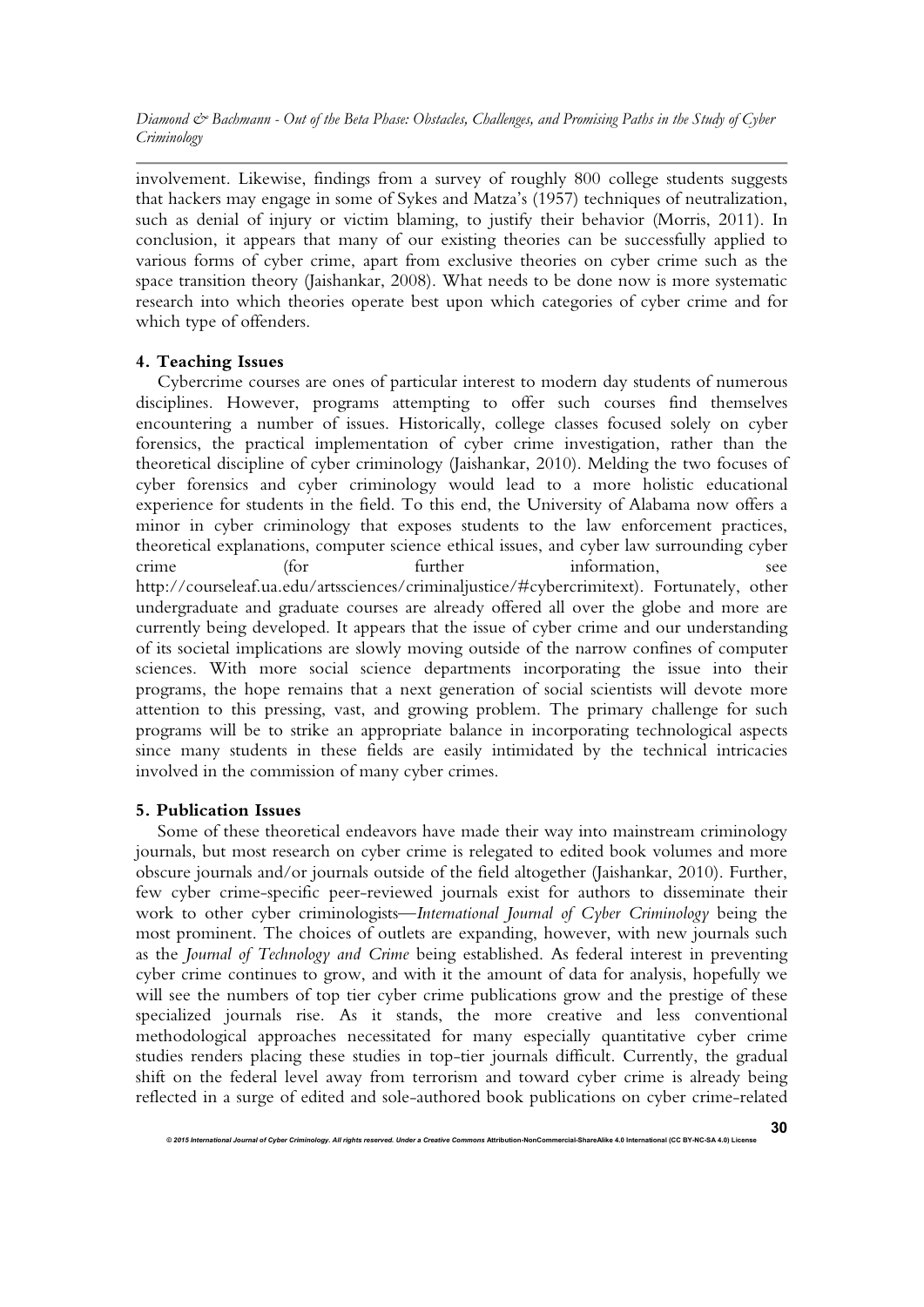involvement. Likewise, findings from a survey of roughly 800 college students suggests that hackers may engage in some of Sykes and Matza's (1957) techniques of neutralization, such as denial of injury or victim blaming, to justify their behavior (Morris, 2011). In conclusion, it appears that many of our existing theories can be successfully applied to various forms of cyber crime, apart from exclusive theories on cyber crime such as the space transition theory (Jaishankar, 2008). What needs to be done now is more systematic research into which theories operate best upon which categories of cyber crime and for which type of offenders.

## 4. Teaching Issues

Cybercrime courses are ones of particular interest to modern day students of numerous disciplines. However, programs attempting to offer such courses find themselves encountering a number of issues. Historically, college classes focused solely on cyber forensics, the practical implementation of cyber crime investigation, rather than the theoretical discipline of cyber criminology (Jaishankar, 2010). Melding the two focuses of cyber forensics and cyber criminology would lead to a more holistic educational experience for students in the field. To this end, the University of Alabama now offers a minor in cyber criminology that exposes students to the law enforcement practices, theoretical explanations, computer science ethical issues, and cyber law surrounding cyber crime (for further information, see http://courseleaf.ua.edu/artssciences/criminaljustice/#cybercrimitext). Fortunately, other undergraduate and graduate courses are already offered all over the globe and more are currently being developed. It appears that the issue of cyber crime and our understanding of its societal implications are slowly moving outside of the narrow confines of computer sciences. With more social science departments incorporating the issue into their programs, the hope remains that a next generation of social scientists will devote more attention to this pressing, vast, and growing problem. The primary challenge for such programs will be to strike an appropriate balance in incorporating technological aspects since many students in these fields are easily intimidated by the technical intricacies involved in the commission of many cyber crimes.

## 5. Publication Issues

Some of these theoretical endeavors have made their way into mainstream criminology journals, but most research on cyber crime is relegated to edited book volumes and more obscure journals and/or journals outside of the field altogether (Jaishankar, 2010). Further, few cyber crime-specific peer-reviewed journals exist for authors to disseminate their work to other cyber criminologists—*International Journal of Cyber Criminology* being the most prominent. The choices of outlets are expanding, however, with new journals such as the *Journal of Technology and Crime* being established. As federal interest in preventing cyber crime continues to grow, and with it the amount of data for analysis, hopefully we will see the numbers of top tier cyber crime publications grow and the prestige of these specialized journals rise. As it stands, the more creative and less conventional methodological approaches necessitated for many especially quantitative cyber crime studies renders placing these studies in top-tier journals difficult. Currently, the gradual shift on the federal level away from terrorism and toward cyber crime is already being reflected in a surge of edited and sole-authored book publications on cyber crime-related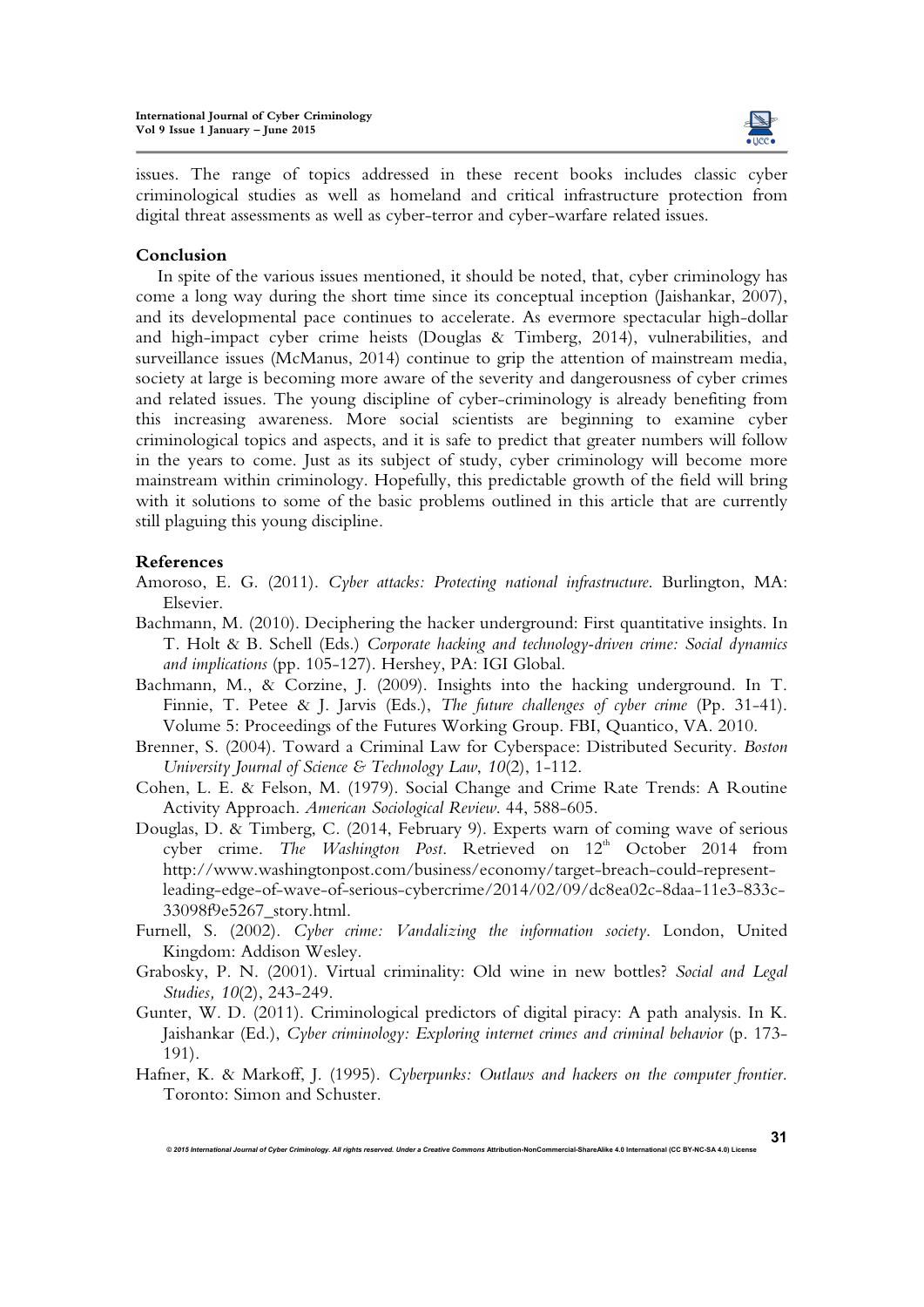issues. The range of topics addressed in these recent books includes classic cyber criminological studies as well as homeland and critical infrastructure protection from digital threat assessments as well as cyber-terror and cyber-warfare related issues.

## Conclusion

In spite of the various issues mentioned, it should be noted, that, cyber criminology has come a long way during the short time since its conceptual inception (Jaishankar, 2007), and its developmental pace continues to accelerate. As evermore spectacular high-dollar and high-impact cyber crime heists (Douglas & Timberg, 2014), vulnerabilities, and surveillance issues (McManus, 2014) continue to grip the attention of mainstream media, society at large is becoming more aware of the severity and dangerousness of cyber crimes and related issues. The young discipline of cyber-criminology is already benefiting from this increasing awareness. More social scientists are beginning to examine cyber criminological topics and aspects, and it is safe to predict that greater numbers will follow in the years to come. Just as its subject of study, cyber criminology will become more mainstream within criminology. Hopefully, this predictable growth of the field will bring with it solutions to some of the basic problems outlined in this article that are currently still plaguing this young discipline.

## References

Amoroso, E. G. (2011). *Cyber attacks: Protecting national infrastructure*. Burlington, MA: Elsevier.

Bachmann, M. (2010). Deciphering the hacker underground: First quantitative insights. In T. Holt & B. Schell (Eds.) *Corporate hacking and technology-driven crime: Social dynamics and implications* (pp. 105-127). Hershey, PA: IGI Global.

Bachmann, M., & Corzine, J. (2009). Insights into the hacking underground. In T. Finnie, T. Petee & J. Jarvis (Eds.), *The future challenges of cyber crime* (Pp. 31-41). Volume 5: Proceedings of the Futures Working Group. FBI, Quantico, VA. 2010.

Brenner, S. (2004). Toward a Criminal Law for Cyberspace: Distributed Security. *Boston University Journal of Science & Technology Law*, *10*(2), 1-112.

Cohen, L. E. & Felson, M. (1979). Social Change and Crime Rate Trends: A Routine Activity Approach. *American Sociological Review*. 44, 588-605.

Douglas, D. & Timberg, C. (2014, February 9). Experts warn of coming wave of serious cyber crime. *The Washington Post*. Retrieved on 12th October 2014 from http://www.washingtonpost.com/business/economy/target-breach-could-represent-leading-edge-of-wave-of-serious-cybercrime/2014/02/09/dc8ea02c-8daa-11e3-833c-33098f9e5267_story.html.

Furnell, S. (2002). *Cyber crime: Vandalizing the information society*. London, United Kingdom: Addison Wesley.

Grabosky, P. N. (2001). Virtual criminality: Old wine in new bottles? *Social and Legal Studies, 10*(2), 243-249.

Gunter, W. D. (2011). Criminological predictors of digital piracy: A path analysis. In K. Jaishankar (Ed.), *Cyber criminology: Exploring internet crimes and criminal behavior* (p. 173-191).

Hafner, K. & Markoff, J. (1995). *Cyberpunks: Outlaws and hackers on the computer frontier*. Toronto: Simon and Schuster.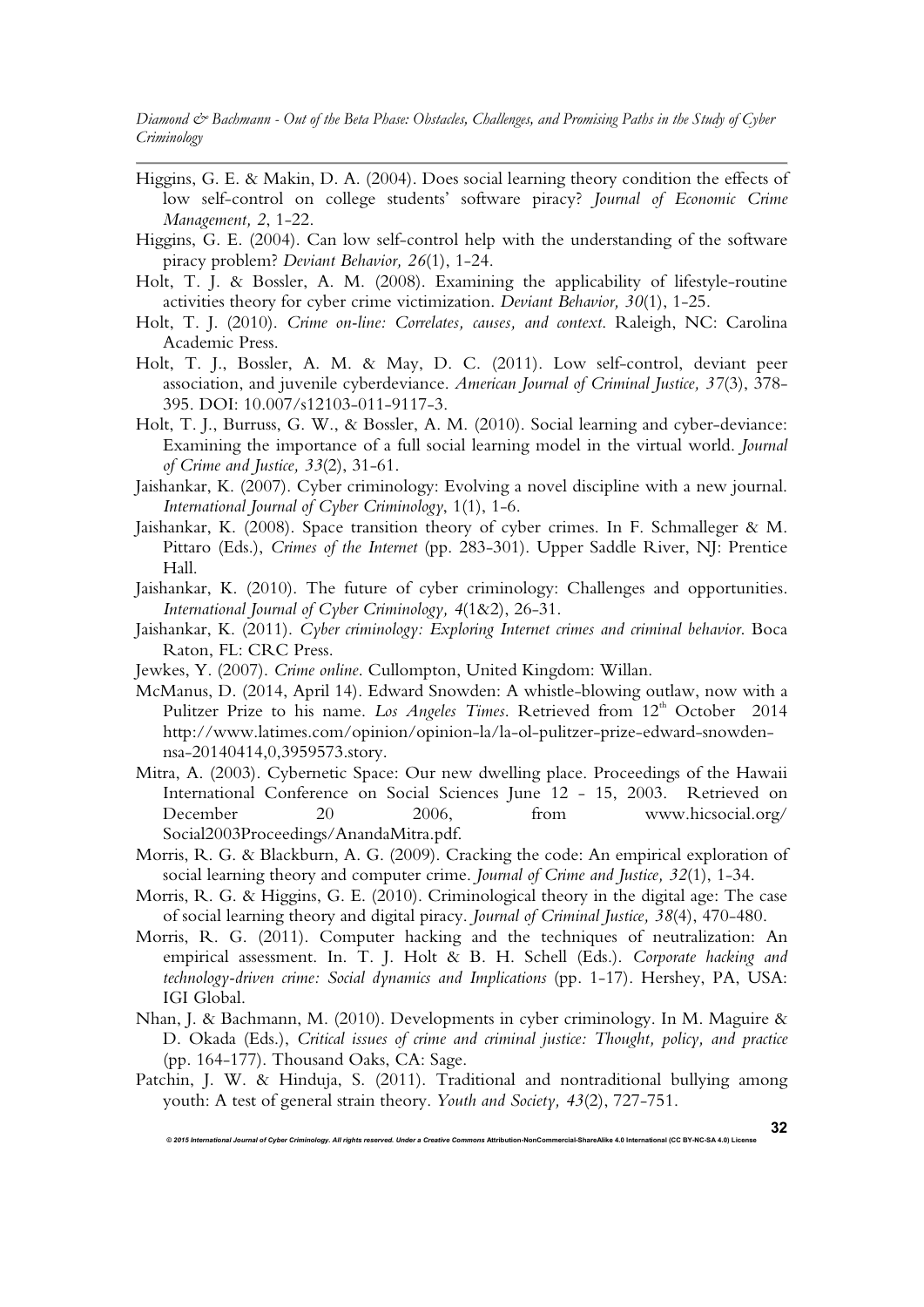Higgins, G. E. & Makin, D. A. (2004). Does social learning theory condition the effects of low self-control on college students' software piracy? *Journal of Economic Crime Management, 2*, 1-22.

Higgins, G. E. (2004). Can low self-control help with the understanding of the software piracy problem? *Deviant Behavior, 26*(1), 1-24.

Holt, T. J. & Bossler, A. M. (2008). Examining the applicability of lifestyle-routine activities theory for cyber crime victimization. *Deviant Behavior, 30*(1), 1-25.

Holt, T. J. (2010). *Crime on-line: Correlates, causes, and context*. Raleigh, NC: Carolina Academic Press.

Holt, T. J., Bossler, A. M. & May, D. C. (2011). Low self-control, deviant peer association, and juvenile cyberdeviance. *American Journal of Criminal Justice, 37*(3), 378-395. DOI: 10.007/s12103-011-9117-3.

Holt, T. J., Burruss, G. W., & Bossler, A. M. (2010). Social learning and cyber-deviance: Examining the importance of a full social learning model in the virtual world. *Journal of Crime and Justice, 33*(2), 31-61.

Jaishankar, K. (2007). Cyber criminology: Evolving a novel discipline with a new journal. *International Journal of Cyber Criminology*, 1(1), 1-6.

Jaishankar, K. (2008). Space transition theory of cyber crimes. In F. Schmalleger & M. Pittaro (Eds.), *Crimes of the Internet* (pp. 283-301). Upper Saddle River, NJ: Prentice Hall.

Jaishankar, K. (2010). The future of cyber criminology: Challenges and opportunities. *International Journal of Cyber Criminology, 4*(1&2), 26-31.

Jaishankar, K. (2011). *Cyber criminology: Exploring Internet crimes and criminal behavior*. Boca Raton, FL: CRC Press.

Jewkes, Y. (2007). *Crime online*. Cullompton, United Kingdom: Willan.

McManus, D. (2014, April 14). Edward Snowden: A whistle-blowing outlaw, now with a Pulitzer Prize to his name. *Los Angeles Times*. Retrieved from 12th October 2014 http://www.latimes.com/opinion/opinion-la/la-ol-pulitzer-prize-edward-snowden-nsa-20140414,0,3959573.story.

Mitra, A. (2003). Cybernetic Space: Our new dwelling place. Proceedings of the Hawaii International Conference on Social Sciences June 12 - 15, 2003. Retrieved on December 20 2006, from www.hicsocial.org/Social2003Proceedings/AnandaMitra.pdf.

Morris, R. G. & Blackburn, A. G. (2009). Cracking the code: An empirical exploration of social learning theory and computer crime. *Journal of Crime and Justice, 32*(1), 1-34.

Morris, R. G. & Higgins, G. E. (2010). Criminological theory in the digital age: The case of social learning theory and digital piracy. *Journal of Criminal Justice, 38*(4), 470-480.

Morris, R. G. (2011). Computer hacking and the techniques of neutralization: An empirical assessment. In. T. J. Holt & B. H. Schell (Eds.). *Corporate hacking and technology-driven crime: Social dynamics and Implications* (pp. 1-17). Hershey, PA, USA: IGI Global.

Nhan, J. & Bachmann, M. (2010). Developments in cyber criminology. In M. Maguire & D. Okada (Eds.), *Critical issues of crime and criminal justice: Thought, policy, and practice* (pp. 164-177). Thousand Oaks, CA: Sage.

Patchin, J. W. & Hinduja, S. (2011). Traditional and nontraditional bullying among youth: A test of general strain theory. *Youth and Society, 43*(2), 727-751.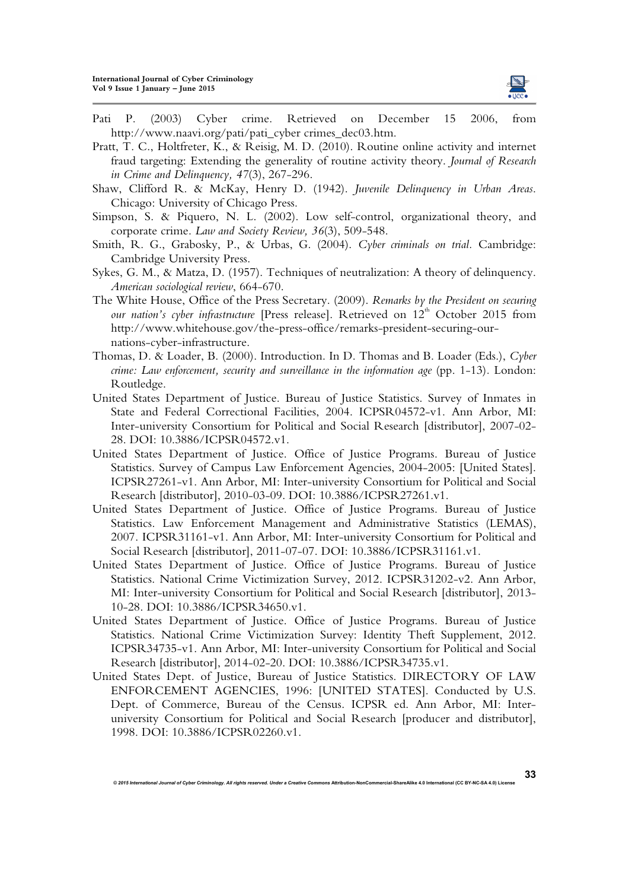Pati P. (2003) Cyber crime. Retrieved on December 15 2006, from http://www.naavi.org/pati/pati_cyber crimes_dec03.htm.

Pratt, T. C., Holtfreter, K., & Reisig, M. D. (2010). Routine online activity and internet fraud targeting: Extending the generality of routine activity theory. *Journal of Research in Crime and Delinquency, 47*(3), 267-296.

Shaw, Clifford R. & McKay, Henry D. (1942). *Juvenile Delinquency in Urban Areas*. Chicago: University of Chicago Press.

Simpson, S. & Piquero, N. L. (2002). Low self-control, organizational theory, and corporate crime. *Law and Society Review, 36*(3), 509-548.

Smith, R. G., Grabosky, P., & Urbas, G. (2004). *Cyber criminals on trial*. Cambridge: Cambridge University Press.

Sykes, G. M., & Matza, D. (1957). Techniques of neutralization: A theory of delinquency. *American sociological review*, 664-670.

The White House, Office of the Press Secretary. (2009). *Remarks by the President on securing our nation's cyber infrastructure* [Press release]. Retrieved on 12th October 2015 from http://www.whitehouse.gov/the-press-office/remarks-president-securing-our-nations-cyber-infrastructure.

Thomas, D. & Loader, B. (2000). Introduction. In D. Thomas and B. Loader (Eds.), *Cyber crime: Law enforcement, security and surveillance in the information age* (pp. 1-13). London: Routledge.

United States Department of Justice. Bureau of Justice Statistics. Survey of Inmates in State and Federal Correctional Facilities, 2004. ICPSR04572-v1. Ann Arbor, MI: Inter-university Consortium for Political and Social Research [distributor], 2007-02-28. DOI: 10.3886/ICPSR04572.v1.

United States Department of Justice. Office of Justice Programs. Bureau of Justice Statistics. Survey of Campus Law Enforcement Agencies, 2004-2005: [United States]. ICPSR27261-v1. Ann Arbor, MI: Inter-university Consortium for Political and Social Research [distributor], 2010-03-09. DOI: 10.3886/ICPSR27261.v1.

United States Department of Justice. Office of Justice Programs. Bureau of Justice Statistics. Law Enforcement Management and Administrative Statistics (LEMAS), 2007. ICPSR31161-v1. Ann Arbor, MI: Inter-university Consortium for Political and Social Research [distributor], 2011-07-07. DOI: 10.3886/ICPSR31161.v1.

United States Department of Justice. Office of Justice Programs. Bureau of Justice Statistics. National Crime Victimization Survey, 2012. ICPSR31202-v2. Ann Arbor, MI: Inter-university Consortium for Political and Social Research [distributor], 2013-10-28. DOI: 10.3886/ICPSR34650.v1.

United States Department of Justice. Office of Justice Programs. Bureau of Justice Statistics. National Crime Victimization Survey: Identity Theft Supplement, 2012. ICPSR34735-v1. Ann Arbor, MI: Inter-university Consortium for Political and Social Research [distributor], 2014-02-20. DOI: 10.3886/ICPSR34735.v1.

United States Dept. of Justice, Bureau of Justice Statistics. DIRECTORY OF LAW ENFORCEMENT AGENCIES, 1996: [UNITED STATES]. Conducted by U.S. Dept. of Commerce, Bureau of the Census. ICPSR ed. Ann Arbor, MI: Inter-university Consortium for Political and Social Research [producer and distributor], 1998. DOI: 10.3886/ICPSR02260.v1.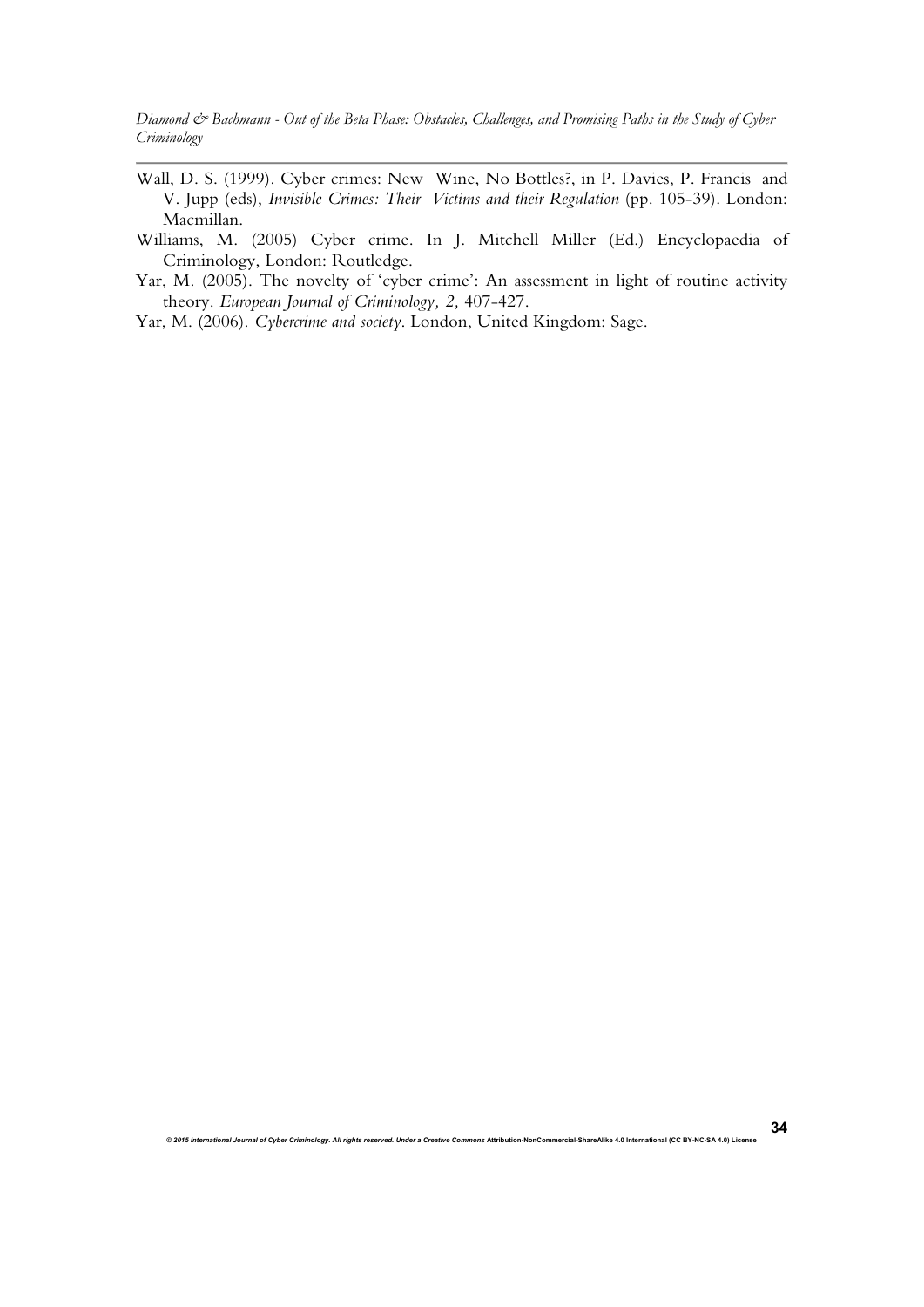Wall, D. S. (1999). Cyber crimes: New Wine, No Bottles?, in P. Davies, P. Francis and V. Jupp (eds), *Invisible Crimes: Their Victims and their Regulation* (pp. 105-39). London: Macmillan.

Williams, M. (2005) Cyber crime. In J. Mitchell Miller (Ed.) Encyclopaedia of Criminology, London: Routledge.

Yar, M. (2005). The novelty of 'cyber crime': An assessment in light of routine activity theory. *European Journal of Criminology, 2,* 407-427.

Yar, M. (2006). *Cybercrime and society*. London, United Kingdom: Sage.